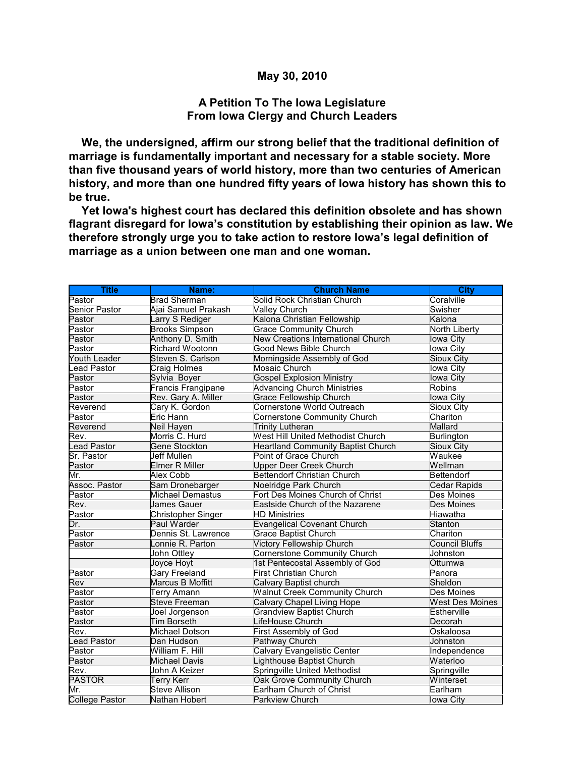**May 30, 2010**

## A Petition To The Iowa Legislature
## From Iowa Clergy and Church Leaders

**We, the undersigned, affirm our strong belief that the traditional definition of marriage is fundamentally important and necessary for a stable society. More than five thousand years of world history, more than two centuries of American history, and more than one hundred fifty years of Iowa history has shown this to be true.**

**Yet Iowa's highest court has declared this definition obsolete and has shown flagrant disregard for Iowa's constitution by establishing their opinion as law. We therefore strongly urge you to take action to restore Iowa's legal definition of marriage as a union between one man and one woman.**

| Title | Name: | Church Name | City |
|---|---|---|---|
| Pastor | Brad Sherman | Solid Rock Christian Church | Coralville |
| Senior Pastor | Ajai Samuel Prakash | Valley Church | Swisher |
| Pastor | Larry S Rediger | Kalona Christian Fellowship | Kalona |
| Pastor | Brooks Simpson | Grace Community Church | North Liberty |
| Pastor | Anthony D. Smith | New Creations International Church | Iowa City |
| Pastor | Richard Wootonn | Good News Bible Church | Iowa City |
| Youth Leader | Steven S. Carlson | Morningside Assembly of God | Sioux City |
| Lead Pastor | Craig Holmes | Mosaic Church | Iowa City |
| Pastor | Sylvia Boyer | Gospel Explosion Ministry | Iowa City |
| Pastor | Francis Frangipane | Advancing Church Ministries | Robins |
| Pastor | Rev. Gary A. Miller | Grace Fellowship Church | Iowa City |
| Reverend | Cary K. Gordon | Cornerstone World Outreach | Sioux City |
| Pastor | Eric Hann | Cornerstone Community Church | Chariton |
| Reverend | Neil Hayen | Trinity Lutheran | Mallard |
| Rev. | Morris C. Hurd | West Hill United Methodist Church | Burlington |
| Lead Pastor | Gene Stockton | Heartland Community Baptist Church | Sioux City |
| Sr. Pastor | Jeff Mullen | Point of Grace Church | Waukee |
| Pastor | Elmer R Miller | Upper Deer Creek Church | Wellman |
| Mr. | Alex Cobb | Bettendorf Christian Church | Bettendorf |
| Assoc. Pastor | Sam Dronebarger | Noelridge Park Church | Cedar Rapids |
| Pastor | Michael Demastus | Fort Des Moines Church of Christ | Des Moines |
| Rev. | James Gauer | Eastside Church of the Nazarene | Des Moines |
| Pastor | Christopher Singer | HD Ministries | Hiawatha |
| Dr. | Paul Warder | Evangelical Covenant Church | Stanton |
| Pastor | Dennis St. Lawrence | Grace Baptist Church | Chariton |
| Pastor | Lonnie R. Parton | Victory Fellowship Church | Council Bluffs |
| | John Ottley | Cornerstone Community Church | Johnston |
| | Joyce Hoyt | 1st Pentecostal Assembly of God | Ottumwa |
| Pastor | Gary Freeland | First Christian Church | Panora |
| Rev | Marcus B Moffitt | Calvary Baptist church | Sheldon |
| Pastor | Terry Amann | Walnut Creek Community Church | Des Moines |
| Pastor | Steve Freeman | Calvary Chapel Living Hope | West Des Moines |
| Pastor | Joel Jorgenson | Grandview Baptist Church | Estherville |
| Pastor | Tim Borseth | LifeHouse Church | Decorah |
| Rev. | Michael Dotson | First Assembly of God | Oskaloosa |
| Lead Pastor | Dan Hudson | Pathway Church | Johnston |
| Pastor | William F. Hill | Calvary Evangelistic Center | Independence |
| Pastor | Michael Davis | Lighthouse Baptist Church | Waterloo |
| Rev. | John A Keizer | Springville United Methodist | Springville |
| PASTOR | Terry Kerr | Oak Grove Community Church | Winterset |
| Mr. | Steve Allison | Earlham Church of Christ | Earlham |
| College Pastor | Nathan Hobert | Parkview Church | Iowa City |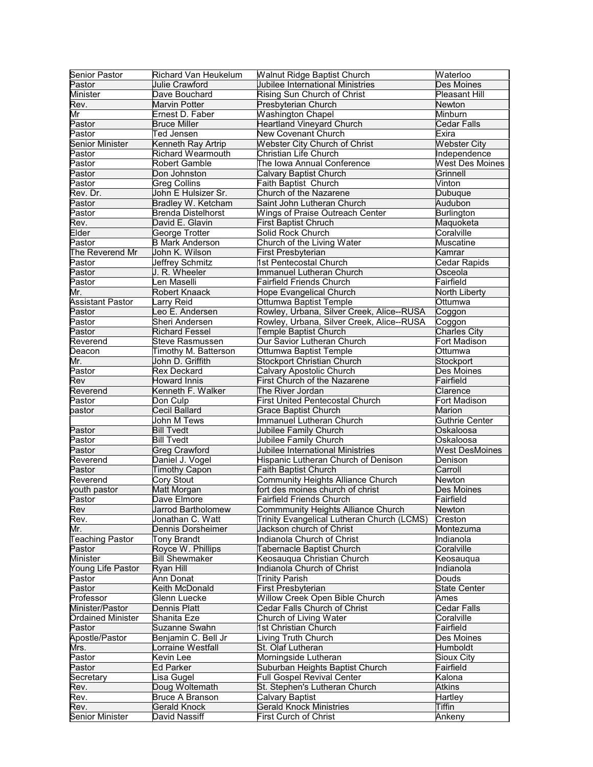| Senior Pastor | Richard Van Heukelum | Walnut Ridge Baptist Church | Waterloo |
|---|---|---|---|
| Pastor | Julie Crawford | Jubilee International Ministries | Des Moines |
| Minister | Dave Bouchard | Rising Sun Church of Christ | Pleasant Hill |
| Rev. | Marvin Potter | Presbyterian Church | Newton |
| Mr | Ernest D. Faber | Washington Chapel | Minburn |
| Pastor | Bruce Miller | Heartland Vineyard Church | Cedar Falls |
| Pastor | Ted Jensen | New Covenant Church | Exira |
| Senior Minister | Kenneth Ray Artrip | Webster City Church of Christ | Webster City |
| Pastor | Richard Wearmouth | Christian Life Church | Independence |
| Pastor | Robert Gamble | The Iowa Annual Conference | West Des Moines |
| Pastor | Don Johnston | Calvary Baptist Church | Grinnell |
| Pastor | Greg Collins | Faith Baptist  Church | Vinton |
| Rev. Dr. | John E Hulsizer Sr. | Church of the Nazarene | Dubuque |
| Pastor | Bradley W. Ketcham | Saint John Lutheran Church | Audubon |
| Pastor | Brenda Distelhorst | Wings of Praise Outreach Center | Burlington |
| Rev. | David E. Glavin | First Baptist Chruch | Maquoketa |
| Elder | George Trotter | Solid Rock Church | Coralville |
| Pastor | B Mark Anderson | Church of the Living Water | Muscatine |
| The Reverend Mr | John K. Wilson | First Presbyterian | Kamrar |
| Pastor | Jeffrey Schmitz | 1st Pentecostal Church | Cedar Rapids |
| Pastor | J. R. Wheeler | Immanuel Lutheran Church | Osceola |
| Pastor | Len Maselli | Fairfield Friends Church | Fairfield |
| Mr. | Robert Knaack | Hope Evangelical Church | North Liberty |
| Assistant Pastor | Larry Reid | Ottumwa Baptist Temple | Ottumwa |
| Pastor | Leo E. Andersen | Rowley, Urbana, Silver Creek, Alice--RUSA | Coggon |
| Pastor | Sheri Andersen | Rowley, Urbana, Silver Creek, Alice--RUSA | Coggon |
| Pastor | Richard Fessel | Temple Baptist Church | Charles City |
| Reverend | Steve Rasmussen | Our Savior Lutheran Church | Fort Madison |
| Deacon | Timothy M. Batterson | Ottumwa Baptist Temple | Ottumwa |
| Mr. | John D. Griffith | Stockport Christian Church | Stockport |
| Pastor | Rex Deckard | Calvary Apostolic Church | Des Moines |
| Rev | Howard Innis | First Church of the Nazarene | Fairfield |
| Reverend | Kenneth F. Walker | The River Jordan | Clarence |
| Pastor | Don Culp | First United Pentecostal Church | Fort Madison |
| pastor | Cecil Ballard | Grace Baptist Church | Marion |
| | John M Tews | Immanuel Lutheran Church | Guthrie Center |
| Pastor | Bill Tvedt | Jubilee Family Church | Oskaloosa |
| Pastor | Bill Tvedt | Jubilee Family Church | Oskaloosa |
| Pastor | Greg Crawford | Jubilee International Ministries | West DesMoines |
| Reverend | Daniel J. Vogel | Hispanic Lutheran Church of Denison | Denison |
| Pastor | Timothy Capon | Faith Baptist Church | Carroll |
| Reverend | Cory Stout | Community Heights Alliance Church | Newton |
| youth pastor | Matt Morgan | fort des moines church of christ | Des Moines |
| Pastor | Dave Elmore | Fairfield Friends Church | Fairfield |
| Rev | Jarrod Bartholomew | Commmunity Heights Alliance Church | Newton |
| Rev. | Jonathan C. Watt | Trinity Evangelical Lutheran Church (LCMS) | Creston |
| Mr. | Dennis Dorsheimer | Jackson church of Christ | Montezuma |
| Teaching Pastor | Tony Brandt | Indianola Church of Christ | Indianola |
| Pastor | Royce W. Phillips | Tabernacle Baptist Church | Coralville |
| Minister | Bill Shewmaker | Keosauqua Christian Church | Keosauqua |
| Young Life Pastor | Ryan Hill | Indianola Church of Christ | Indianola |
| Pastor | Ann Donat | Trinity Parish | Douds |
| Pastor | Keith McDonald | First Presbyterian | State Center |
| Professor | Glenn Luecke | Willow Creek Open Bible Church | Ames |
| Minister/Pastor | Dennis Platt | Cedar Falls Church of Christ | Cedar Falls |
| Ordained Minister | Shanita Eze | Church of Living Water | Coralville |
| Pastor | Suzanne Swahn | 1st Christian Church | Fairfield |
| Apostle/Pastor | Benjamin C. Bell Jr | Living Truth Church | Des Moines |
| Mrs. | Lorraine Westfall | St. Olaf Lutheran | Humboldt |
| Pastor | Kevin Lee | Morningside Lutheran | Sioux City |
| Pastor | Ed Parker | Suburban Heights Baptist Church | Fairfield |
| Secretary | Lisa Gugel | Full Gospel Revival Center | Kalona |
| Rev. | Doug Woltemath | St. Stephen's Lutheran Church | Atkins |
| Rev. | Bruce A Branson | Calvary Baptist | Hartley |
| Rev. | Gerald Knock | Gerald Knock Ministries | Tiffin |
| Senior Minister | David Nassiff | First Curch of Christ | Ankeny |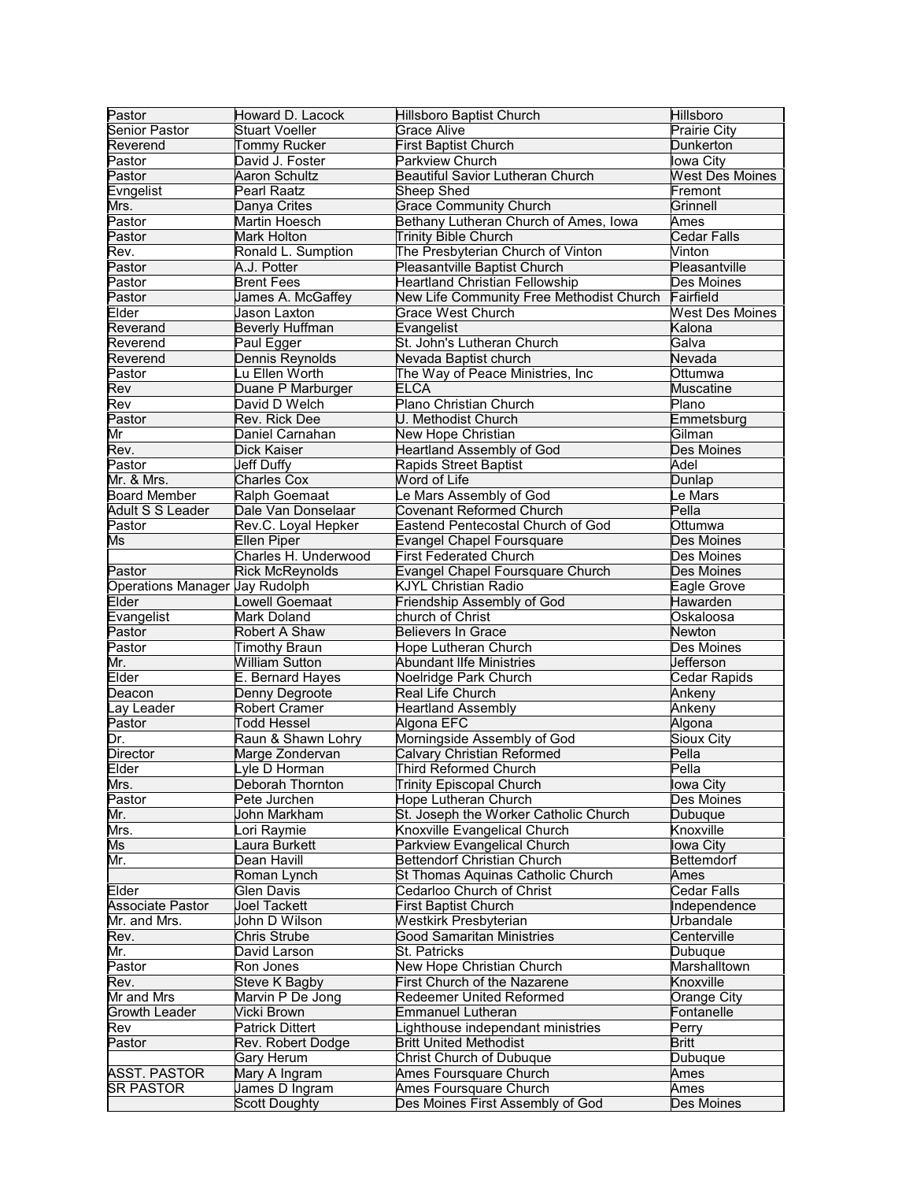| Pastor | Howard D. Lacock | Hillsboro Baptist Church | Hillsboro |
|---|---|---|---|
| Senior Pastor | Stuart Voeller | Grace Alive | Prairie City |
| Reverend | Tommy Rucker | First Baptist Church | Dunkerton |
| Pastor | David J. Foster | Parkview Church | Iowa City |
| Pastor | Aaron Schultz | Beautiful Savior Lutheran Church | West Des Moines |
| Evngelist | Pearl Raatz | Sheep Shed | Fremont |
| Mrs. | Danya Crites | Grace Community Church | Grinnell |
| Pastor | Martin Hoesch | Bethany Lutheran Church of Ames, Iowa | Ames |
| Pastor | Mark Holton | Trinity Bible Church | Cedar Falls |
| Rev. | Ronald L. Sumption | The Presbyterian Church of Vinton | Vinton |
| Pastor | A.J. Potter | Pleasantville Baptist Church | Pleasantville |
| Pastor | Brent Fees | Heartland Christian Fellowship | Des Moines |
| Pastor | James A. McGaffey | New Life Community Free Methodist Church | Fairfield |
| Elder | Jason Laxton | Grace West Church | West Des Moines |
| Reverand | Beverly Huffman | Evangelist | Kalona |
| Reverend | Paul Egger | St. John's Lutheran Church | Galva |
| Reverend | Dennis Reynolds | Nevada Baptist church | Nevada |
| Pastor | Lu Ellen Worth | The Way of Peace Ministries, Inc | Ottumwa |
| Rev | Duane P Marburger | ELCA | Muscatine |
| Rev | David D Welch | Plano Christian Church | Plano |
| Pastor | Rev. Rick Dee | U. Methodist Church | Emmetsburg |
| Mr | Daniel Carnahan | New Hope Christian | Gilman |
| Rev. | Dick Kaiser | Heartland Assembly of God | Des Moines |
| Pastor | Jeff Duffy | Rapids Street Baptist | Adel |
| Mr. & Mrs. | Charles Cox | Word of Life | Dunlap |
| Board Member | Ralph Goemaat | Le Mars Assembly of God | Le Mars |
| Adult S S Leader | Dale Van Donselaar | Covenant Reformed Church | Pella |
| Pastor | Rev.C. Loyal Hepker | Eastend Pentecostal Church of God | Ottumwa |
| Ms | Ellen Piper | Evangel Chapel Foursquare | Des Moines |
| | Charles H. Underwood | First Federated Church | Des Moines |
| Pastor | Rick McReynolds | Evangel Chapel Foursquare Church | Des Moines |
| Operations Manager | Jay Rudolph | KJYL Christian Radio | Eagle Grove |
| Elder | Lowell Goemaat | Friendship Assembly of God | Hawarden |
| Evangelist | Mark Doland | church of Christ | Oskaloosa |
| Pastor | Robert A Shaw | Believers In Grace | Newton |
| Pastor | Timothy Braun | Hope Lutheran Church | Des Moines |
| Mr. | William Sutton | Abundant lIfe Ministries | Jefferson |
| Elder | E. Bernard Hayes | Noelridge Park Church | Cedar Rapids |
| Deacon | Denny Degroote | Real Life Church | Ankeny |
| Lay Leader | Robert Cramer | Heartland Assembly | Ankeny |
| Pastor | Todd Hessel | Algona EFC | Algona |
| Dr. | Raun & Shawn Lohry | Morningside Assembly of God | Sioux City |
| Director | Marge Zondervan | Calvary Christian Reformed | Pella |
| Elder | Lyle D Horman | Third Reformed Church | Pella |
| Mrs. | Deborah Thornton | Trinity Episcopal Church | Iowa City |
| Pastor | Pete Jurchen | Hope Lutheran Church | Des Moines |
| Mr. | John Markham | St. Joseph the Worker Catholic Church | Dubuque |
| Mrs. | Lori Raymie | Knoxville Evangelical Church | Knoxville |
| Ms | Laura Burkett | Parkview Evangelical Church | Iowa City |
| Mr. | Dean Havill | Bettendorf Christian Church | Bettemdorf |
| | Roman Lynch | St Thomas Aquinas Catholic Church | Ames |
| Elder | Glen Davis | Cedarloo Church of Christ | Cedar Falls |
| Associate Pastor | Joel Tackett | First Baptist Church | Independence |
| Mr. and Mrs. | John D Wilson | Westkirk Presbyterian | Urbandale |
| Rev. | Chris Strube | Good Samaritan Ministries | Centerville |
| Mr. | David Larson | St. Patricks | Dubuque |
| Pastor | Ron Jones | New Hope Christian Church | Marshalltown |
| Rev. | Steve K Bagby | First Church of the Nazarene | Knoxville |
| Mr and Mrs | Marvin P De Jong | Redeemer United Reformed | Orange City |
| Growth Leader | Vicki Brown | Emmanuel Lutheran | Fontanelle |
| Rev | Patrick Dittert | Lighthouse independant ministries | Perry |
| Pastor | Rev. Robert Dodge | Britt United Methodist | Britt |
| | Gary Herum | Christ Church of Dubuque | Dubuque |
| ASST. PASTOR | Mary A Ingram | Ames Foursquare Church | Ames |
| SR PASTOR | James D Ingram | Ames Foursquare Church | Ames |
| | Scott Doughty | Des Moines First Assembly of God | Des Moines |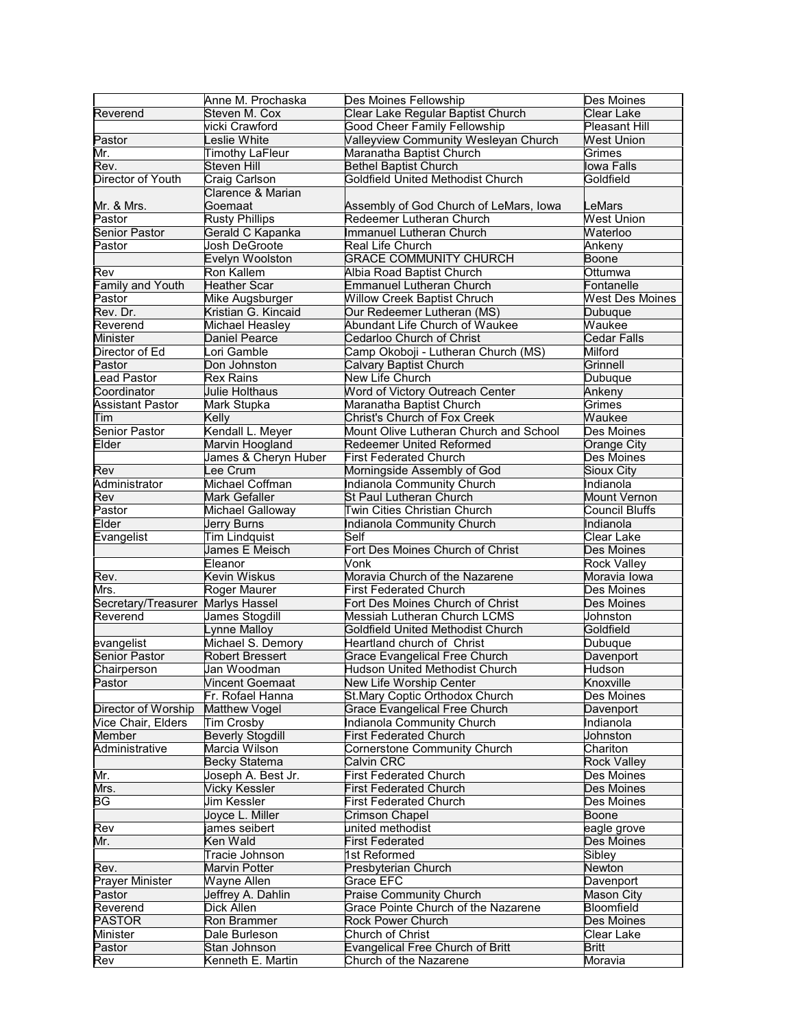| | | | |
|---|---|---|---|
| | Anne M. Prochaska | Des Moines Fellowship | Des Moines |
| Reverend | Steven M. Cox | Clear Lake Regular Baptist Church | Clear Lake |
| | vicki Crawford | Good Cheer Family Fellowship | Pleasant Hill |
| Pastor | Leslie White | Valleyview Community Wesleyan Church | West Union |
| Mr. | Timothy LaFleur | Maranatha Baptist Church | Grimes |
| Rev. | Steven Hill | Bethel Baptist Church | Iowa Falls |
| Director of Youth | Craig Carlson | Goldfield United Methodist Church | Goldfield |
| Mr. & Mrs. | Clarence & Marian Goemaat | Assembly of God Church of LeMars, Iowa | LeMars |
| Pastor | Rusty Phillips | Redeemer Lutheran Church | West Union |
| Senior Pastor | Gerald C Kapanka | Immanuel Lutheran Church | Waterloo |
| Pastor | Josh DeGroote | Real Life Church | Ankeny |
| | Evelyn Woolston | GRACE COMMUNITY CHURCH | Boone |
| Rev | Ron Kallem | Albia Road Baptist Church | Ottumwa |
| Family and Youth | Heather Scar | Emmanuel Lutheran Church | Fontanelle |
| Pastor | Mike Augsburger | Willow Creek Baptist Chruch | West Des Moines |
| Rev. Dr. | Kristian G. Kincaid | Our Redeemer Lutheran (MS) | Dubuque |
| Reverend | Michael Heasley | Abundant Life Church of Waukee | Waukee |
| Minister | Daniel Pearce | Cedarloo Church of Christ | Cedar Falls |
| Director of Ed | Lori Gamble | Camp Okoboji - Lutheran Church (MS) | Milford |
| Pastor | Don Johnston | Calvary Baptist Church | Grinnell |
| Lead Pastor | Rex Rains | New Life Church | Dubuque |
| Coordinator | Julie Holthaus | Word of Victory Outreach Center | Ankeny |
| Assistant Pastor | Mark Stupka | Maranatha Baptist Church | Grimes |
| Tim | Kelly | Christ's Church of Fox Creek | Waukee |
| Senior Pastor | Kendall L. Meyer | Mount Olive Lutheran Church and School | Des Moines |
| Elder | Marvin Hoogland | Redeemer United Reformed | Orange City |
| | James & Cheryn Huber | First Federated Church | Des Moines |
| Rev | Lee Crum | Morningside Assembly of God | Sioux City |
| Administrator | Michael Coffman | Indianola Community Church | Indianola |
| Rev | Mark Gefaller | St Paul Lutheran Church | Mount Vernon |
| Pastor | Michael Galloway | Twin Cities Christian Church | Council Bluffs |
| Elder | Jerry Burns | Indianola Community Church | Indianola |
| Evangelist | Tim Lindquist | Self | Clear Lake |
| | James E Meisch | Fort Des Moines Church of Christ | Des Moines |
| | Eleanor | Vonk | Rock Valley |
| Rev. | Kevin Wiskus | Moravia Church of the Nazarene | Moravia Iowa |
| Mrs. | Roger Maurer | First Federated Church | Des Moines |
| Secretary/Treasurer | Marlys Hassel | Fort Des Moines Church of Christ | Des Moines |
| Reverend | James Stogdill | Messiah Lutheran Church LCMS | Johnston |
| | Lynne Malloy | Goldfield United Methodist Church | Goldfield |
| evangelist | Michael S. Demory | Heartland church of Christ | Dubuque |
| Senior Pastor | Robert Bressert | Grace Evangelical Free Church | Davenport |
| Chairperson | Jan Woodman | Hudson United Methodist Church | Hudson |
| Pastor | Vincent Goemaat | New Life Worship Center | Knoxville |
| | Fr. Rofael Hanna | St.Mary Coptic Orthodox Church | Des Moines |
| Director of Worship | Matthew Vogel | Grace Evangelical Free Church | Davenport |
| Vice Chair, Elders | Tim Crosby | Indianola Community Church | Indianola |
| Member | Beverly Stogdill | First Federated Church | Johnston |
| Administrative | Marcia Wilson | Cornerstone Community Church | Chariton |
| | Becky Statema | Calvin CRC | Rock Valley |
| Mr. | Joseph A. Best Jr. | First Federated Church | Des Moines |
| Mrs. | Vicky Kessler | First Federated Church | Des Moines |
| BG | Jim Kessler | First Federated Church | Des Moines |
| | Joyce L. Miller | Crimson Chapel | Boone |
| Rev | james seibert | united methodist | eagle grove |
| Mr. | Ken Wald | First Federated | Des Moines |
| | Tracie Johnson | 1st Reformed | Sibley |
| Rev. | Marvin Potter | Presbyterian Church | Newton |
| Prayer Minister | Wayne Allen | Grace EFC | Davenport |
| Pastor | Jeffrey A. Dahlin | Praise Community Church | Mason City |
| Reverend | Dick Allen | Grace Pointe Church of the Nazarene | Bloomfield |
| PASTOR | Ron Brammer | Rock Power Church | Des Moines |
| Minister | Dale Burleson | Church of Christ | Clear Lake |
| Pastor | Stan Johnson | Evangelical Free Church of Britt | Britt |
| Rev | Kenneth E. Martin | Church of the Nazarene | Moravia |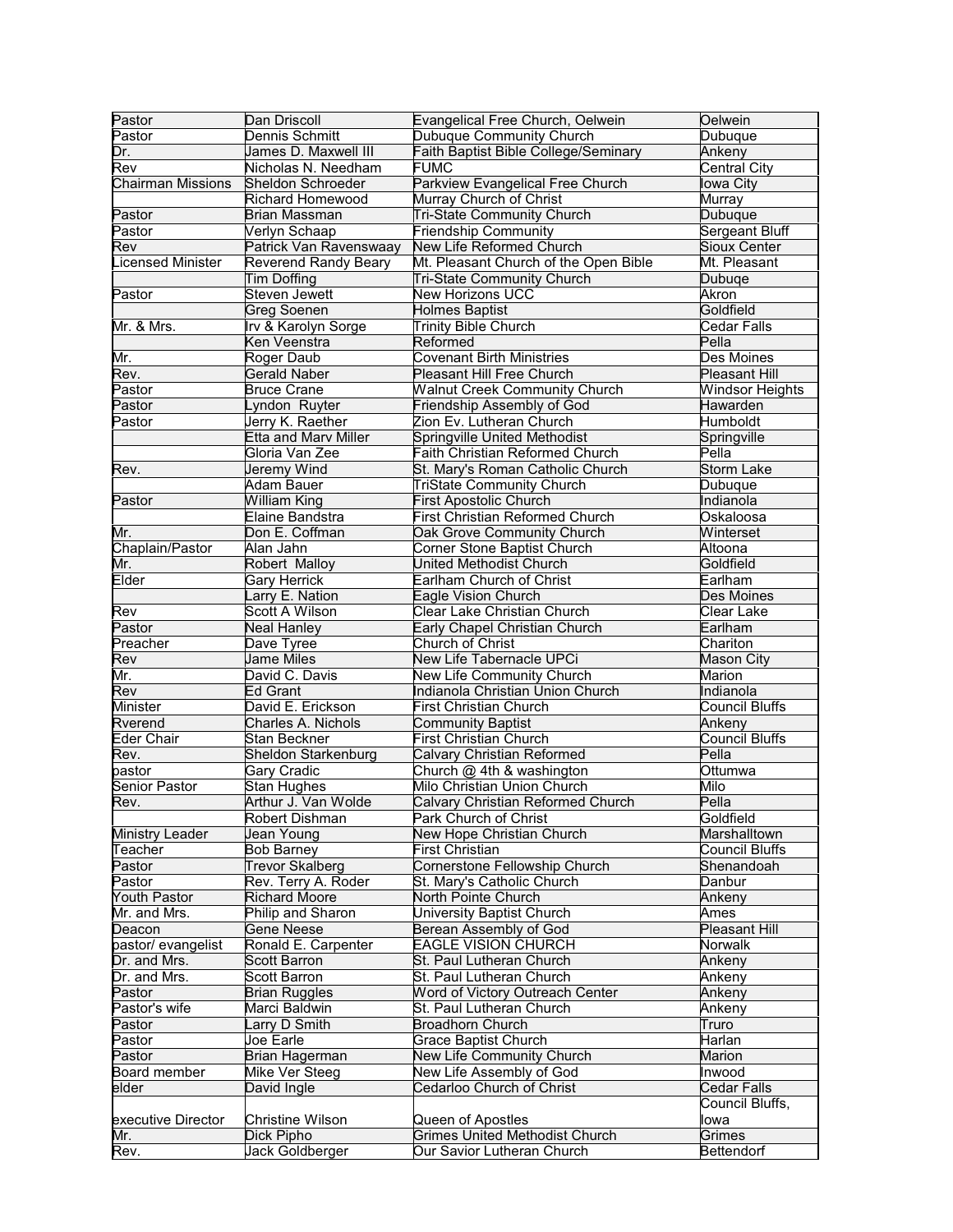| Pastor | Dan Driscoll | Evangelical Free Church, Oelwein | Oelwein |
|---|---|---|---|
| Pastor | Dennis Schmitt | Dubuque Community Church | Dubuque |
| Dr. | James D. Maxwell III | Faith Baptist Bible College/Seminary | Ankeny |
| Rev | Nicholas N. Needham | FUMC | Central City |
| Chairman Missions | Sheldon Schroeder | Parkview Evangelical Free Church | Iowa City |
| | Richard Homewood | Murray Church of Christ | Murray |
| Pastor | Brian Massman | Tri-State Community Church | Dubuque |
| Pastor | Verlyn Schaap | Friendship Community | Sergeant Bluff |
| Rev | Patrick Van Ravenswaay | New Life Reformed Church | Sioux Center |
| Licensed Minister | Reverend Randy Beary | Mt. Pleasant Church of the Open Bible | Mt. Pleasant |
| | Tim Doffing | Tri-State Community Church | Dubuqe |
| Pastor | Steven Jewett | New Horizons UCC | Akron |
| | Greg Soenen | Holmes Baptist | Goldfield |
| Mr. & Mrs. | Irv & Karolyn Sorge | Trinity Bible Church | Cedar Falls |
| | Ken Veenstra | Reformed | Pella |
| Mr. | Roger Daub | Covenant Birth Ministries | Des Moines |
| Rev. | Gerald Naber | Pleasant Hill Free Church | Pleasant Hill |
| Pastor | Bruce Crane | Walnut Creek Community Church | Windsor Heights |
| Pastor | Lyndon Ruyter | Friendship Assembly of God | Hawarden |
| Pastor | Jerry K. Raether | Zion Ev. Lutheran Church | Humboldt |
| | Etta and Marv Miller | Springville United Methodist | Springville |
| | Gloria Van Zee | Faith Christian Reformed Church | Pella |
| Rev. | Jeremy Wind | St. Mary's Roman Catholic Church | Storm Lake |
| | Adam Bauer | TriState Community Church | Dubuque |
| Pastor | William King | First Apostolic Church | Indianola |
| | Elaine Bandstra | First Christian Reformed Church | Oskaloosa |
| Mr. | Don E. Coffman | Oak Grove Community Church | Winterset |
| Chaplain/Pastor | Alan Jahn | Corner Stone Baptist Church | Altoona |
| Mr. | Robert Malloy | United Methodist Church | Goldfield |
| Elder | Gary Herrick | Earlham Church of Christ | Earlham |
| | Larry E. Nation | Eagle Vision Church | Des Moines |
| Rev | Scott A Wilson | Clear Lake Christian Church | Clear Lake |
| Pastor | Neal Hanley | Early Chapel Christian Church | Earlham |
| Preacher | Dave Tyree | Church of Christ | Chariton |
| Rev | Jame Miles | New Life Tabernacle UPCi | Mason City |
| Mr. | David C. Davis | New Life Community Church | Marion |
| Rev | Ed Grant | Indianola Christian Union Church | Indianola |
| Minister | David E. Erickson | First Christian Church | Council Bluffs |
| Rverend | Charles A. Nichols | Community Baptist | Ankeny |
| Eder Chair | Stan Beckner | First Christian Church | Council Bluffs |
| Rev. | Sheldon Starkenburg | Calvary Christian Reformed | Pella |
| pastor | Gary Cradic | Church @ 4th & washington | Ottumwa |
| Senior Pastor | Stan Hughes | Milo Christian Union Church | Milo |
| Rev. | Arthur J. Van Wolde | Calvary Christian Reformed Church | Pella |
| | Robert Dishman | Park Church of Christ | Goldfield |
| Ministry Leader | Jean Young | New Hope Christian Church | Marshalltown |
| Teacher | Bob Barney | First Christian | Council Bluffs |
| Pastor | Trevor Skalberg | Cornerstone Fellowship Church | Shenandoah |
| Pastor | Rev. Terry A. Roder | St. Mary's Catholic Church | Danbur |
| Youth Pastor | Richard Moore | North Pointe Church | Ankeny |
| Mr. and Mrs. | Philip and Sharon | University Baptist Church | Ames |
| Deacon | Gene Neese | Berean Assembly of God | Pleasant Hill |
| pastor/ evangelist | Ronald E. Carpenter | EAGLE VISION CHURCH | Norwalk |
| Dr. and Mrs. | Scott Barron | St. Paul Lutheran Church | Ankeny |
| Dr. and Mrs. | Scott Barron | St. Paul Lutheran Church | Ankeny |
| Pastor | Brian Ruggles | Word of Victory Outreach Center | Ankeny |
| Pastor's wife | Marci Baldwin | St. Paul Lutheran Church | Ankeny |
| Pastor | Larry D Smith | Broadhorn Church | Truro |
| Pastor | Joe Earle | Grace Baptist Church | Harlan |
| Pastor | Brian Hagerman | New Life Community Church | Marion |
| Board member | Mike Ver Steeg | New Life Assembly of God | Inwood |
| elder | David Ingle | Cedarloo Church of Christ | Cedar Falls |
| executive Director | Christine Wilson | Queen of Apostles | Council Bluffs, Iowa |
| Mr. | Dick Pipho | Grimes United Methodist Church | Grimes |
| Rev. | Jack Goldberger | Our Savior Lutheran Church | Bettendorf |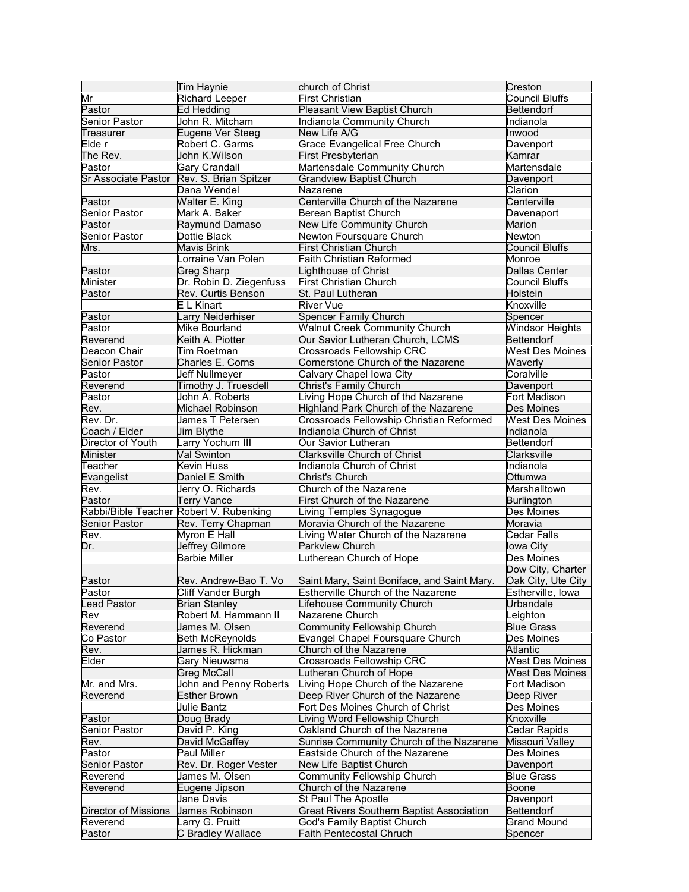| | | | |
|---|---|---|---|
| | Tim Haynie | church of Christ | Creston |
| Mr | Richard Leeper | First Christian | Council Bluffs |
| Pastor | Ed Hedding | Pleasant View Baptist Church | Bettendorf |
| Senior Pastor | John R. Mitcham | Indianola Community Church | Indianola |
| Treasurer | Eugene Ver Steeg | New Life A/G | Inwood |
| Elde r | Robert C. Garms | Grace Evangelical Free Church | Davenport |
| The Rev. | John K.Wilson | First Presbyterian | Kamrar |
| Pastor | Gary Crandall | Martensdale Community Church | Martensdale |
| Sr Associate Pastor | Rev. S. Brian Spitzer | Grandview Baptist Church | Davenport |
| | Dana Wendel | Nazarene | Clarion |
| Pastor | Walter E. King | Centerville Church of the Nazarene | Centerville |
| Senior Pastor | Mark A. Baker | Berean Baptist Church | Davenaport |
| Pastor | Raymund Damaso | New Life Community Church | Marion |
| Senior Pastor | Dottie Black | Newton Foursquare Church | Newton |
| Mrs. | Mavis Brink | First Christian Church | Council Bluffs |
| | Lorraine Van Polen | Faith Christian Reformed | Monroe |
| Pastor | Greg Sharp | Lighthouse of Christ | Dallas Center |
| Minister | Dr. Robin D. Ziegenfuss | First Christian Church | Council Bluffs |
| Pastor | Rev. Curtis Benson | St. Paul Lutheran | Holstein |
| | E L Kinart | River Vue | Knoxville |
| Pastor | Larry Neiderhiser | Spencer Family Church | Spencer |
| Pastor | Mike Bourland | Walnut Creek Community Church | Windsor Heights |
| Reverend | Keith A. Piotter | Our Savior Lutheran Church, LCMS | Bettendorf |
| Deacon Chair | Tim Roetman | Crossroads Fellowship CRC | West Des Moines |
| Senior Pastor | Charles E. Corns | Cornerstone Church of the Nazarene | Waverly |
| Pastor | Jeff Nullmeyer | Calvary Chapel Iowa City | Coralville |
| Reverend | Timothy J. Truesdell | Christ's Family Church | Davenport |
| Pastor | John A. Roberts | Living Hope Church of thd Nazarene | Fort Madison |
| Rev. | Michael Robinson | Highland Park Church of the Nazarene | Des Moines |
| Rev. Dr. | James T Petersen | Crossroads Fellowship Christian Reformed | West Des Moines |
| Coach / Elder | Jim Blythe | Indianola Church of Christ | Indianola |
| Director of Youth | Larry Yochum III | Our Savior Lutheran | Bettendorf |
| Minister | Val Swinton | Clarksville Church of Christ | Clarksville |
| Teacher | Kevin Huss | Indianola Church of Christ | Indianola |
| Evangelist | Daniel E Smith | Christ's Church | Ottumwa |
| Rev. | Jerry O. Richards | Church of the Nazarene | Marshalltown |
| Pastor | Terry Vance | First Church of the Nazarene | Burlington |
| Rabbi/Bible Teacher | Robert V. Rubenking | Living Temples Synagogue | Des Moines |
| Senior Pastor | Rev. Terry Chapman | Moravia Church of the Nazarene | Moravia |
| Rev. | Myron E Hall | Living Water Church of the Nazarene | Cedar Falls |
| Dr. | Jeffrey Gilmore | Parkview Church | Iowa City |
| | Barbie Miller | Lutherean Church of Hope | Des Moines |
| Pastor | Rev. Andrew-Bao T. Vo | Saint Mary, Saint Boniface, and Saint Mary. | Dow City, Charter Oak City, Ute City |
| Pastor | Cliff Vander Burgh | Estherville Church of the Nazarene | Estherville, Iowa |
| Lead Pastor | Brian Stanley | Lifehouse Community Church | Urbandale |
| Rev | Robert M. Hammann II | Nazarene Church | Leighton |
| Reverend | James M. Olsen | Community Fellowship Church | Blue Grass |
| Co Pastor | Beth McReynolds | Evangel Chapel Foursquare Church | Des Moines |
| Rev. | James R. Hickman | Church of the Nazarene | Atlantic |
| Elder | Gary Nieuwsma | Crossroads Fellowship CRC | West Des Moines |
| | Greg McCall | Lutheran Church of Hope | West Des Moines |
| Mr. and Mrs. | John and Penny Roberts | Living Hope Church of the Nazarene | Fort Madison |
| Reverend | Esther Brown | Deep River Church of the Nazarene | Deep River |
| | Julie Bantz | Fort Des Moines Church of Christ | Des Moines |
| Pastor | Doug Brady | Living Word Fellowship Church | Knoxville |
| Senior Pastor | David P. King | Oakland Church of the Nazarene | Cedar Rapids |
| Rev. | David McGaffey | Sunrise Community Church of the Nazarene | Missouri Valley |
| Pastor | Paul Miller | Eastside Church of the Nazarene | Des Moines |
| Senior Pastor | Rev. Dr. Roger Vester | New Life Baptist Church | Davenport |
| Reverend | James M. Olsen | Community Fellowship Church | Blue Grass |
| Reverend | Eugene Jipson | Church of the Nazarene | Boone |
| | Jane Davis | St Paul The Apostle | Davenport |
| Director of Missions | James Robinson | Great Rivers Southern Baptist Association | Bettendorf |
| Reverend | Larry G. Pruitt | God's Family Baptist Church | Grand Mound |
| Pastor | C Bradley Wallace | Faith Pentecostal Chruch | Spencer |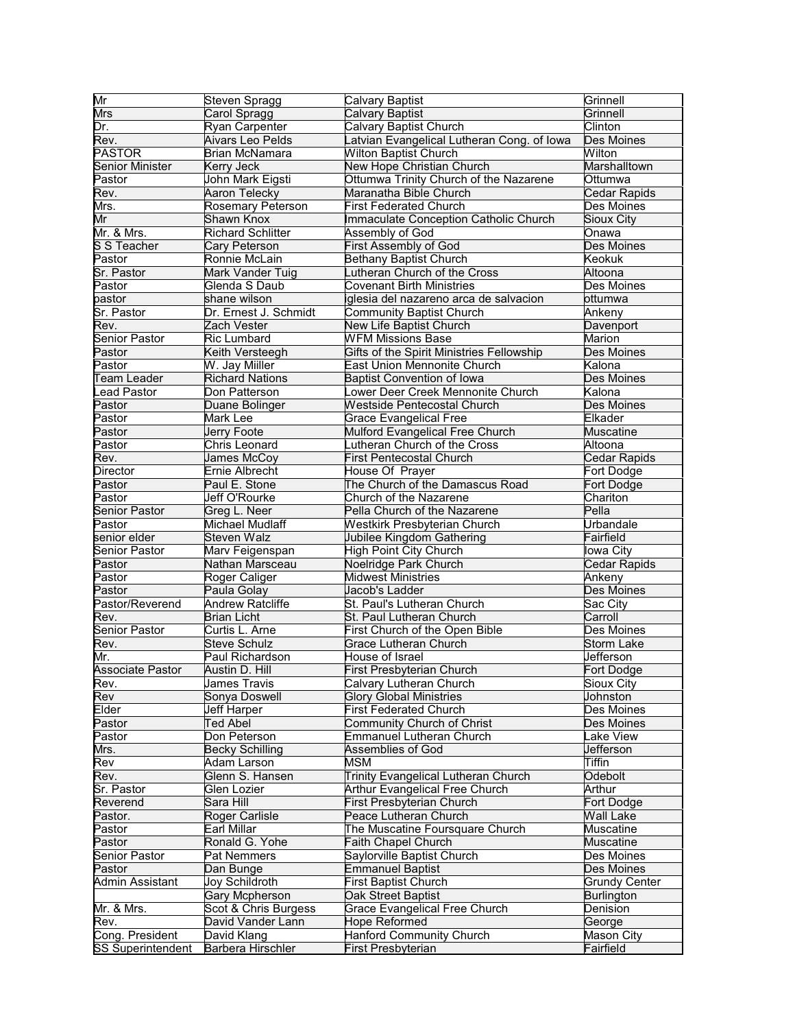| | | | |
|---|---|---|---|
| Mr | Steven Spragg | Calvary Baptist | Grinnell |
| Mrs | Carol Spragg | Calvary Baptist | Grinnell |
| Dr. | Ryan Carpenter | Calvary Baptist Church | Clinton |
| Rev. | Aivars Leo Pelds | Latvian Evangelical Lutheran Cong. of Iowa | Des Moines |
| PASTOR | Brian McNamara | Wilton Baptist Church | Wilton |
| Senior Minister | Kerry Jeck | New Hope Christian Church | Marshalltown |
| Pastor | John Mark Eigsti | Ottumwa Trinity Church of the Nazarene | Ottumwa |
| Rev. | Aaron Telecky | Maranatha Bible Church | Cedar Rapids |
| Mrs. | Rosemary Peterson | First Federated Church | Des Moines |
| Mr | Shawn Knox | Immaculate Conception Catholic Church | Sioux City |
| Mr. & Mrs. | Richard Schlitter | Assembly of God | Onawa |
| S S Teacher | Cary Peterson | First Assembly of God | Des Moines |
| Pastor | Ronnie McLain | Bethany Baptist Church | Keokuk |
| Sr. Pastor | Mark Vander Tuig | Lutheran Church of the Cross | Altoona |
| Pastor | Glenda S Daub | Covenant Birth Ministries | Des Moines |
| pastor | shane wilson | iglesia del nazareno arca de salvacion | ottumwa |
| Sr. Pastor | Dr. Ernest J. Schmidt | Community Baptist Church | Ankeny |
| Rev. | Zach Vester | New Life Baptist Church | Davenport |
| Senior Pastor | Ric Lumbard | WFM Missions Base | Marion |
| Pastor | Keith Versteegh | Gifts of the Spirit Ministries Fellowship | Des Moines |
| Pastor | W. Jay Miiller | East Union Mennonite Church | Kalona |
| Team Leader | Richard Nations | Baptist Convention of Iowa | Des Moines |
| Lead Pastor | Don Patterson | Lower Deer Creek Mennonite Church | Kalona |
| Pastor | Duane Bolinger | Westside Pentecostal Church | Des Moines |
| Pastor | Mark Lee | Grace Evangelical Free | Elkader |
| Pastor | Jerry Foote | Mulford Evangelical Free Church | Muscatine |
| Pastor | Chris Leonard | Lutheran Church of the Cross | Altoona |
| Rev. | James McCoy | First Pentecostal Church | Cedar Rapids |
| Director | Ernie Albrecht | House Of Prayer | Fort Dodge |
| Pastor | Paul E. Stone | The Church of the Damascus Road | Fort Dodge |
| Pastor | Jeff O'Rourke | Church of the Nazarene | Chariton |
| Senior Pastor | Greg L. Neer | Pella Church of the Nazarene | Pella |
| Pastor | Michael Mudlaff | Westkirk Presbyterian Church | Urbandale |
| senior elder | Steven Walz | Jubilee Kingdom Gathering | Fairfield |
| Senior Pastor | Marv Feigenspan | High Point City Church | Iowa City |
| Pastor | Nathan Marsceau | Noelridge Park Church | Cedar Rapids |
| Pastor | Roger Caliger | Midwest Ministries | Ankeny |
| Pastor | Paula Golay | Jacob's Ladder | Des Moines |
| Pastor/Reverend | Andrew Ratcliffe | St. Paul's Lutheran Church | Sac City |
| Rev. | Brian Licht | St. Paul Lutheran Church | Carroll |
| Senior Pastor | Curtis L. Arne | First Church of the Open Bible | Des Moines |
| Rev. | Steve Schulz | Grace Lutheran Church | Storm Lake |
| Mr. | Paul Richardson | House of Israel | Jefferson |
| Associate Pastor | Austin D. Hill | First Presbyterian Church | Fort Dodge |
| Rev. | James Travis | Calvary Lutheran Church | Sioux City |
| Rev | Sonya Doswell | Glory Global Ministries | Johnston |
| Elder | Jeff Harper | First Federated Church | Des Moines |
| Pastor | Ted Abel | Community Church of Christ | Des Moines |
| Pastor | Don Peterson | Emmanuel Lutheran Church | Lake View |
| Mrs. | Becky Schilling | Assemblies of God | Jefferson |
| Rev | Adam Larson | MSM | Tiffin |
| Rev. | Glenn S. Hansen | Trinity Evangelical Lutheran Church | Odebolt |
| Sr. Pastor | Glen Lozier | Arthur Evangelical Free Church | Arthur |
| Reverend | Sara Hill | First Presbyterian Church | Fort Dodge |
| Pastor. | Roger Carlisle | Peace Lutheran Church | Wall Lake |
| Pastor | Earl Millar | The Muscatine Foursquare Church | Muscatine |
| Pastor | Ronald G. Yohe | Faith Chapel Church | Muscatine |
| Senior Pastor | Pat Nemmers | Saylorville Baptist Church | Des Moines |
| Pastor | Dan Bunge | Emmanuel Baptist | Des Moines |
| Admin Assistant | Joy Schildroth | First Baptist Church | Grundy Center |
| | Gary Mcpherson | Oak Street Baptist | Burlington |
| Mr. & Mrs. | Scot & Chris Burgess | Grace Evangelical Free Church | Denision |
| Rev. | David Vander Lann | Hope Reformed | George |
| Cong. President | David Klang | Hanford Community Church | Mason City |
| SS Superintendent | Barbera Hirschler | First Presbyterian | Fairfield |